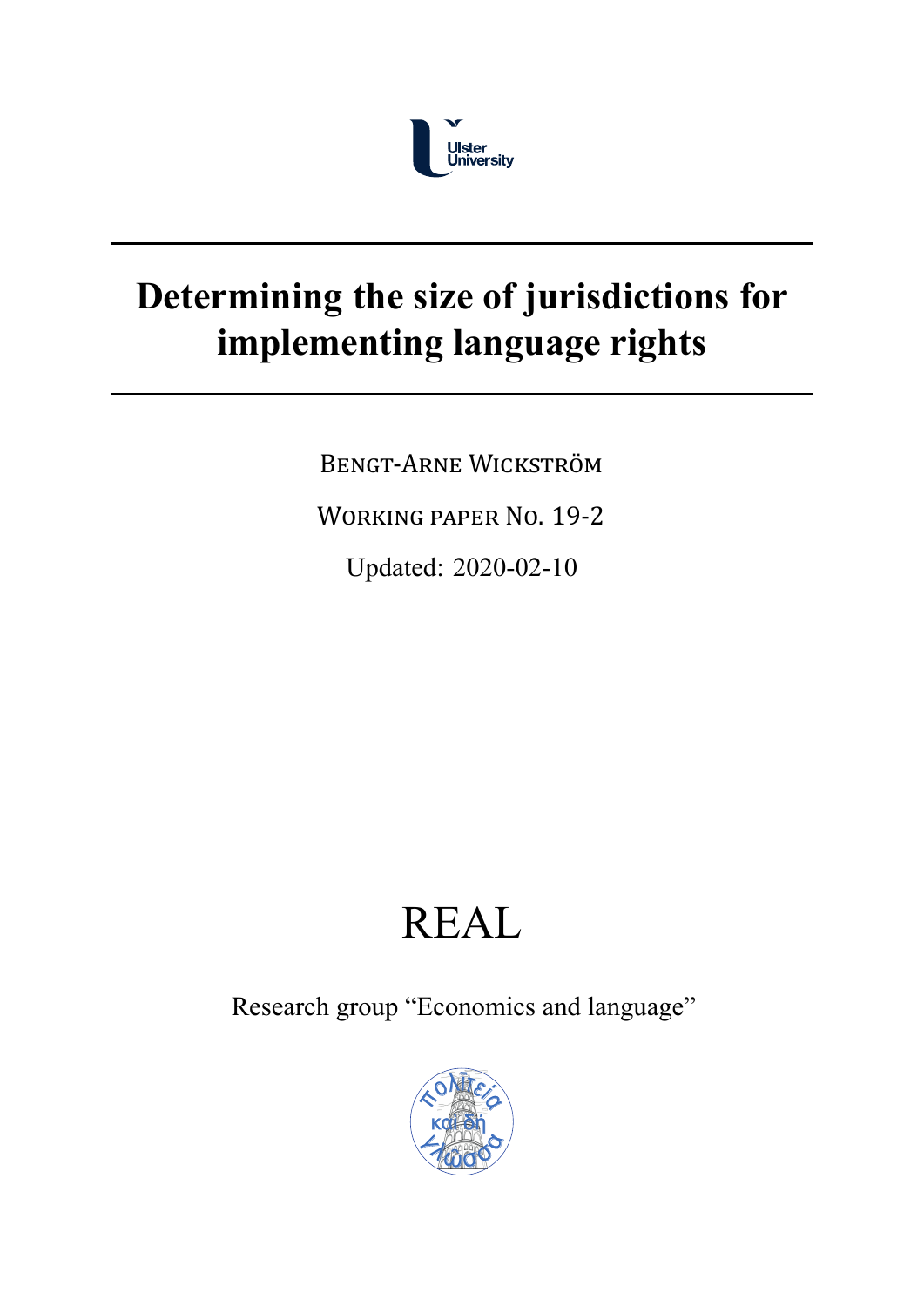Ulster University

---

# Determining the size of jurisdictions for implementing language rights

---

Bengt-Arne Wickström

Working paper No. 19-2

Updated: 2020-02-10

REAL

Research group "Economics and language"

πολιτεία καὶ δὴ γλῶσσα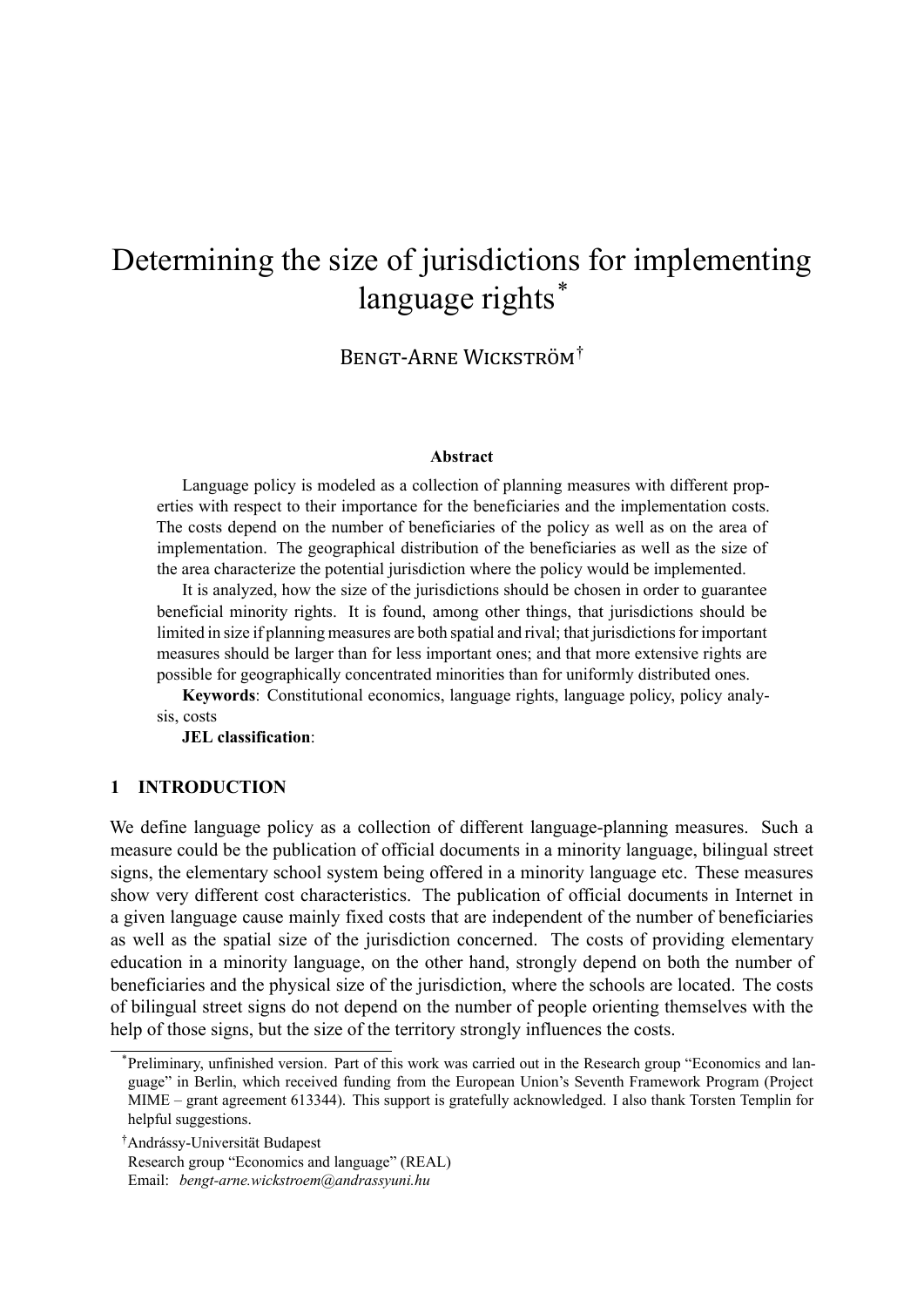# Determining the size of jurisdictions for implementing language rights*

Bengt-Arne Wickström†

**Abstract**

Language policy is modeled as a collection of planning measures with different properties with respect to their importance for the beneficiaries and the implementation costs. The costs depend on the number of beneficiaries of the policy as well as on the area of implementation. The geographical distribution of the beneficiaries as well as the size of the area characterize the potential jurisdiction where the policy would be implemented.

It is analyzed, how the size of the jurisdictions should be chosen in order to guarantee beneficial minority rights. It is found, among other things, that jurisdictions should be limited in size if planning measures are both spatial and rival; that jurisdictions for important measures should be larger than for less important ones; and that more extensive rights are possible for geographically concentrated minorities than for uniformly distributed ones.

**Keywords**: Constitutional economics, language rights, language policy, policy analysis, costs

**JEL classification**:

## 1 INTRODUCTION

We define language policy as a collection of different language-planning measures. Such a measure could be the publication of official documents in a minority language, bilingual street signs, the elementary school system being offered in a minority language etc. These measures show very different cost characteristics. The publication of official documents in Internet in a given language cause mainly fixed costs that are independent of the number of beneficiaries as well as the spatial size of the jurisdiction concerned. The costs of providing elementary education in a minority language, on the other hand, strongly depend on both the number of beneficiaries and the physical size of the jurisdiction, where the schools are located. The costs of bilingual street signs do not depend on the number of people orienting themselves with the help of those signs, but the size of the territory strongly influences the costs.

---

*Preliminary, unfinished version. Part of this work was carried out in the Research group "Economics and language" in Berlin, which received funding from the European Union's Seventh Framework Program (Project MIME – grant agreement 613344). This support is gratefully acknowledged. I also thank Torsten Templin for helpful suggestions.

†Andrássy-Universität Budapest
Research group "Economics and language" (REAL)
Email: *bengt-arne.wickstroem@andrassyuni.hu*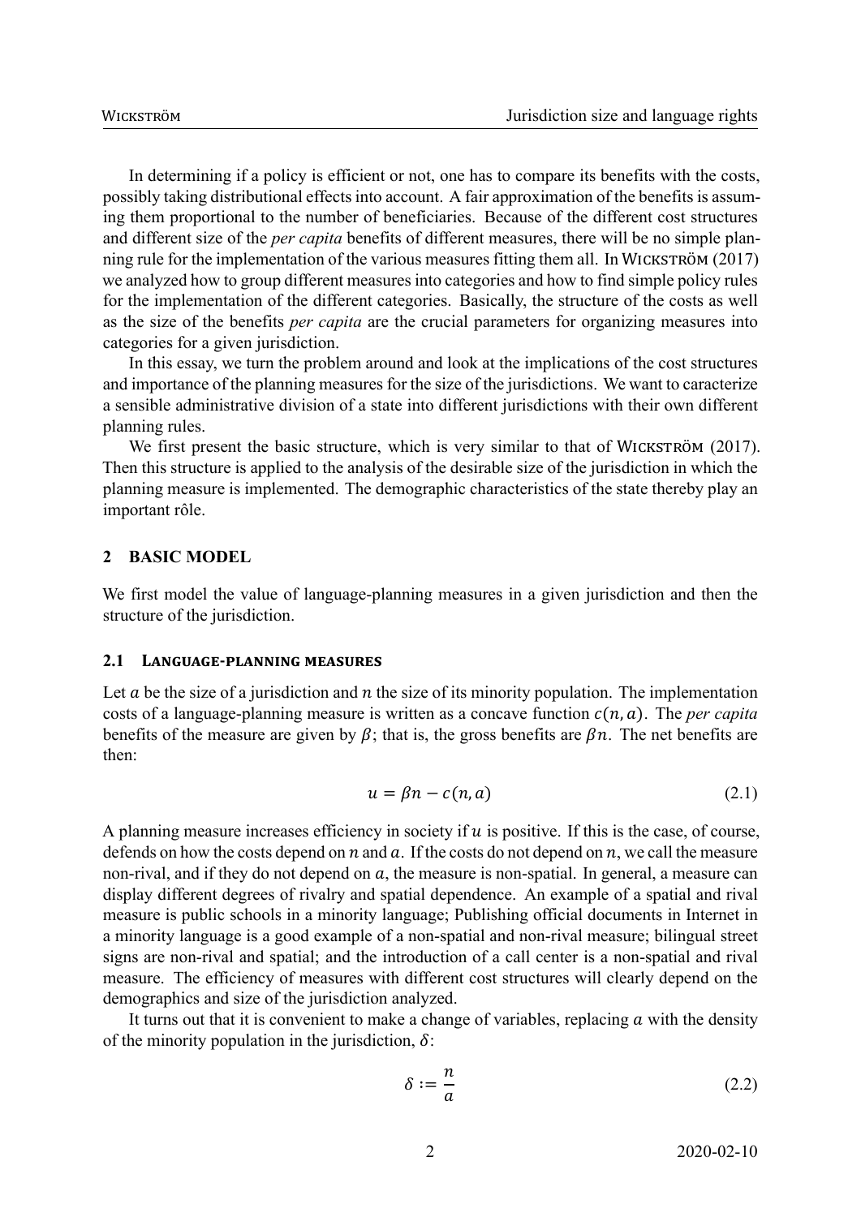In determining if a policy is efficient or not, one has to compare its benefits with the costs, possibly taking distributional effects into account. A fair approximation of the benefits is assuming them proportional to the number of beneficiaries. Because of the different cost structures and different size of the *per capita* benefits of different measures, there will be no simple planning rule for the implementation of the various measures fitting them all. In Wickström (2017) we analyzed how to group different measures into categories and how to find simple policy rules for the implementation of the different categories. Basically, the structure of the costs as well as the size of the benefits *per capita* are the crucial parameters for organizing measures into categories for a given jurisdiction.

In this essay, we turn the problem around and look at the implications of the cost structures and importance of the planning measures for the size of the jurisdictions. We want to caracterize a sensible administrative division of a state into different jurisdictions with their own different planning rules.

We first present the basic structure, which is very similar to that of Wickström (2017). Then this structure is applied to the analysis of the desirable size of the jurisdiction in which the planning measure is implemented. The demographic characteristics of the state thereby play an important rôle.

## 2 BASIC MODEL

We first model the value of language-planning measures in a given jurisdiction and then the structure of the jurisdiction.

### 2.1 Language-planning measures

Let $a$ be the size of a jurisdiction and $n$ the size of its minority population. The implementation costs of a language-planning measure is written as a concave function $c(n, a)$. The *per capita* benefits of the measure are given by $\beta$; that is, the gross benefits are $\beta n$. The net benefits are then:

$$u = \beta n - c(n, a) \tag{2.1}$$

A planning measure increases efficiency in society if $u$ is positive. If this is the case, of course, defends on how the costs depend on $n$ and $a$. If the costs do not depend on $n$, we call the measure non-rival, and if they do not depend on $a$, the measure is non-spatial. In general, a measure can display different degrees of rivalry and spatial dependence. An example of a spatial and rival measure is public schools in a minority language; Publishing official documents in Internet in a minority language is a good example of a non-spatial and non-rival measure; bilingual street signs are non-rival and spatial; and the introduction of a call center is a non-spatial and rival measure. The efficiency of measures with different cost structures will clearly depend on the demographics and size of the jurisdiction analyzed.

It turns out that it is convenient to make a change of variables, replacing $a$ with the density of the minority population in the jurisdiction, $\delta$:

$$\delta := \frac{n}{a} \tag{2.2}$$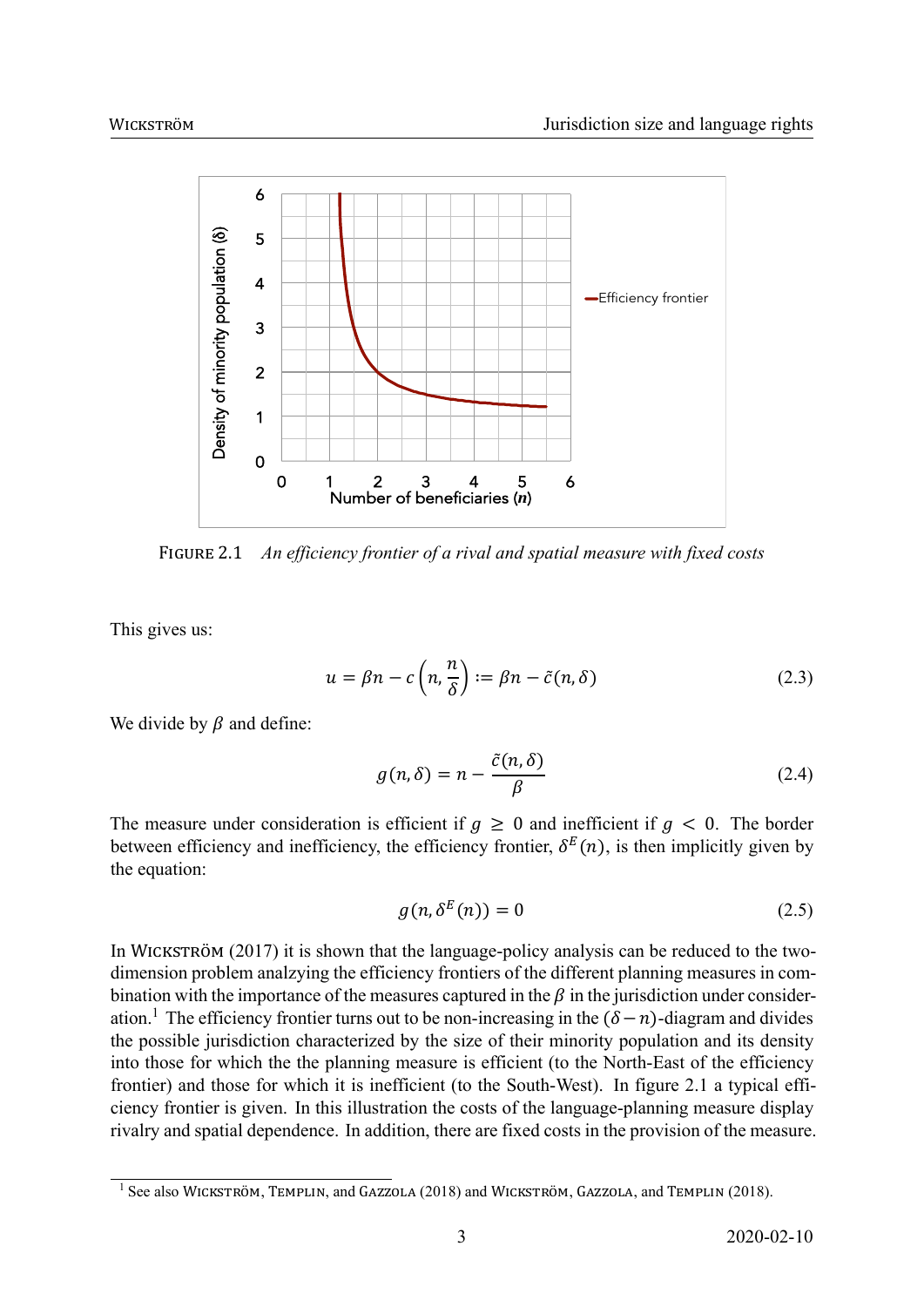FIGURE 2.1 *An efficiency frontier of a rival and spatial measure with fixed costs*

This gives us:

$$u = \beta n - c\left(n, \frac{n}{\delta}\right) := \beta n - \tilde{c}(n, \delta) \tag{2.3}$$

We divide by $\beta$ and define:

$$g(n, \delta) = n - \frac{\tilde{c}(n, \delta)}{\beta} \tag{2.4}$$

The measure under consideration is efficient if $g \geq 0$ and inefficient if $g < 0$. The border between efficiency and inefficiency, the efficiency frontier, $\delta^E(n)$, is then implicitly given by the equation:

$$g(n, \delta^E(n)) = 0 \tag{2.5}$$

In WICKSTRÖM (2017) it is shown that the language-policy analysis can be reduced to the two-dimension problem analzying the efficiency frontiers of the different planning measures in combination with the importance of the measures captured in the $\beta$ in the jurisdiction under consideration.[1] The efficiency frontier turns out to be non-increasing in the $(\delta - n)$-diagram and divides the possible jurisdiction characterized by the size of their minority population and its density into those for which the the planning measure is efficient (to the North-East of the efficiency frontier) and those for which it is inefficient (to the South-West). In figure 2.1 a typical efficiency frontier is given. In this illustration the costs of the language-planning measure display rivalry and spatial dependence. In addition, there are fixed costs in the provision of the measure.

[1] See also WICKSTRÖM, TEMPLIN, and GAZZOLA (2018) and WICKSTRÖM, GAZZOLA, and TEMPLIN (2018).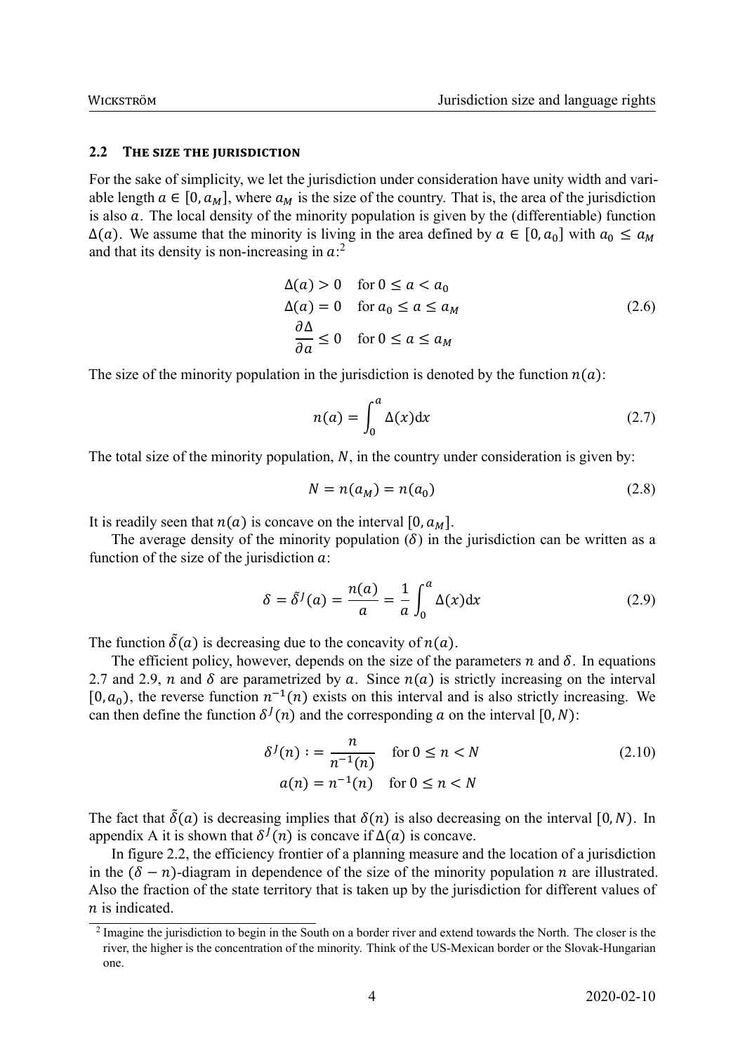### 2.2 THE SIZE THE JURISDICTION

For the sake of simplicity, we let the jurisdiction under consideration have unity width and variable length $a \in [0, a_M]$, where $a_M$ is the size of the country. That is, the area of the jurisdiction is also $a$. The local density of the minority population is given by the (differentiable) function $\Delta(a)$. We assume that the minority is living in the area defined by $a \in [0, a_0]$ with $a_0 \leq a_M$ and that its density is non-increasing in $a$:[2]

$$
\begin{aligned}
\Delta(a) &> 0 \quad \text{for } 0 \leq a < a_0 \\
\Delta(a) &= 0 \quad \text{for } a_0 \leq a \leq a_M \\
\frac{\partial \Delta}{\partial a} &\leq 0 \quad \text{for } 0 \leq a \leq a_M
\end{aligned}
\tag{2.6}
$$

The size of the minority population in the jurisdiction is denoted by the function $n(a)$:

$$
n(a) = \int_0^a \Delta(x) \mathrm{d}x \tag{2.7}
$$

The total size of the minority population, $N$, in the country under consideration is given by:

$$
N = n(a_M) = n(a_0) \tag{2.8}
$$

It is readily seen that $n(a)$ is concave on the interval $[0, a_M]$.

The average density of the minority population ($\delta$) in the jurisdiction can be written as a function of the size of the jurisdiction $a$:

$$
\delta = \tilde{\delta}^J(a) = \frac{n(a)}{a} = \frac{1}{a} \int_0^a \Delta(x) \mathrm{d}x \tag{2.9}
$$

The function $\tilde{\delta}(a)$ is decreasing due to the concavity of $n(a)$.

The efficient policy, however, depends on the size of the parameters $n$ and $\delta$. In equations 2.7 and 2.9, $n$ and $\delta$ are parametrized by $a$. Since $n(a)$ is strictly increasing on the interval $[0, a_0)$, the reverse function $n^{-1}(n)$ exists on this interval and is also strictly increasing. We can then define the function $\delta^J(n)$ and the corresponding $a$ on the interval $[0, N)$:

$$
\begin{aligned}
\delta^J(n) &:= \frac{n}{n^{-1}(n)} \quad \text{for } 0 \leq n < N \\
a(n) &= n^{-1}(n) \quad \text{for } 0 \leq n < N
\end{aligned}
\tag{2.10}
$$

The fact that $\tilde{\delta}(a)$ is decreasing implies that $\delta(n)$ is also decreasing on the interval $[0, N)$. In appendix A it is shown that $\delta^J(n)$ is concave if $\Delta(a)$ is concave.

In figure 2.2, the efficiency frontier of a planning measure and the location of a jurisdiction in the ($\delta - n$)-diagram in dependence of the size of the minority population $n$ are illustrated. Also the fraction of the state territory that is taken up by the jurisdiction for different values of $n$ is indicated.

[2] Imagine the jurisdiction to begin in the South on a border river and extend towards the North. The closer is the river, the higher is the concentration of the minority. Think of the US-Mexican border or the Slovak-Hungarian one.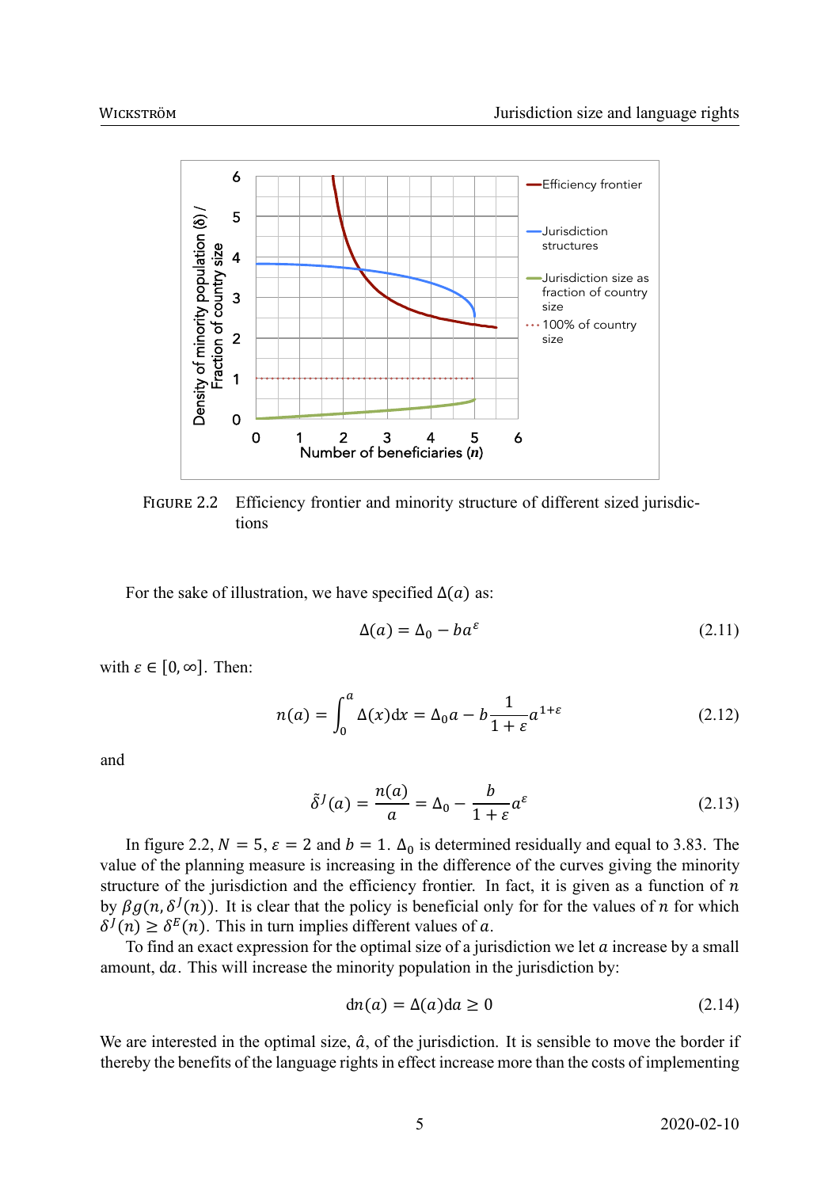FIGURE 2.2 Efficiency frontier and minority structure of different sized jurisdictions

For the sake of illustration, we have specified $\Delta(a)$ as:

$$\Delta(a) = \Delta_0 - ba^{\varepsilon} \tag{2.11}$$

with $\varepsilon \in [0, \infty]$. Then:

$$n(a) = \int_0^a \Delta(x)\mathrm{d}x = \Delta_0 a - b\frac{1}{1+\varepsilon}a^{1+\varepsilon} \tag{2.12}$$

and

$$\tilde{\delta}^J(a) = \frac{n(a)}{a} = \Delta_0 - \frac{b}{1+\varepsilon}a^{\varepsilon} \tag{2.13}$$

In figure 2.2, $N = 5$, $\varepsilon = 2$ and $b = 1$. $\Delta_0$ is determined residually and equal to 3.83. The value of the planning measure is increasing in the difference of the curves giving the minority structure of the jurisdiction and the efficiency frontier. In fact, it is given as a function of $n$ by $\beta g(n, \delta^J(n))$. It is clear that the policy is beneficial only for for the values of $n$ for which $\delta^J(n) \geq \delta^E(n)$. This in turn implies different values of $a$.

To find an exact expression for the optimal size of a jurisdiction we let $a$ increase by a small amount, $\mathrm{d}a$. This will increase the minority population in the jurisdiction by:

$$\mathrm{d}n(a) = \Delta(a)\mathrm{d}a \geq 0 \tag{2.14}$$

We are interested in the optimal size, $\hat{a}$, of the jurisdiction. It is sensible to move the border if thereby the benefits of the language rights in effect increase more than the costs of implementing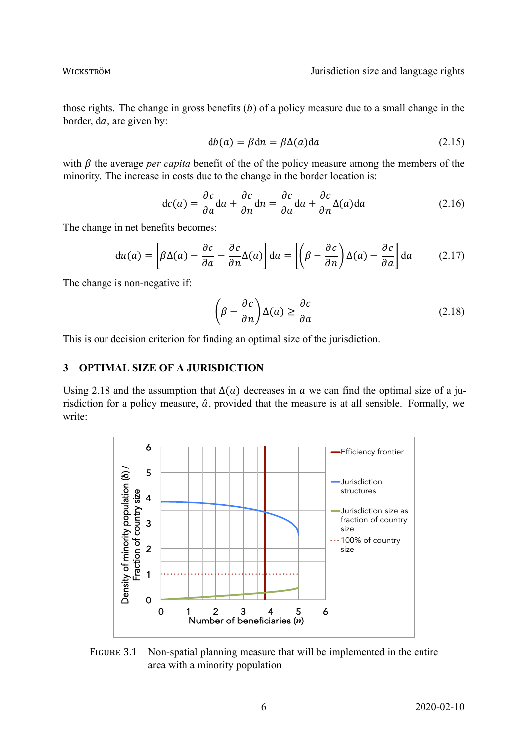those rights. The change in gross benefits ($b$) of a policy measure due to a small change in the border, $\mathrm{d}a$, are given by:

$$\mathrm{d}b(a) = \beta \mathrm{d}n = \beta \Delta(a)\mathrm{d}a \tag{2.15}$$

with $\beta$ the average *per capita* benefit of the of the policy measure among the members of the minority. The increase in costs due to the change in the border location is:

$$\mathrm{d}c(a) = \frac{\partial c}{\partial a}\mathrm{d}a + \frac{\partial c}{\partial n}\mathrm{d}n = \frac{\partial c}{\partial a}\mathrm{d}a + \frac{\partial c}{\partial n}\Delta(a)\mathrm{d}a \tag{2.16}$$

The change in net benefits becomes:

$$\mathrm{d}u(a) = \left[\beta\Delta(a) - \frac{\partial c}{\partial a} - \frac{\partial c}{\partial n}\Delta(a)\right]\mathrm{d}a = \left[\left(\beta - \frac{\partial c}{\partial n}\right)\Delta(a) - \frac{\partial c}{\partial a}\right]\mathrm{d}a \tag{2.17}$$

The change is non-negative if:

$$\left(\beta - \frac{\partial c}{\partial n}\right)\Delta(a) \geq \frac{\partial c}{\partial a} \tag{2.18}$$

This is our decision criterion for finding an optimal size of the jurisdiction.

## 3 OPTIMAL SIZE OF A JURISDICTION

Using 2.18 and the assumption that $\Delta(a)$ decreases in $a$ we can find the optimal size of a jurisdiction for a policy measure, $\hat{a}$, provided that the measure is at all sensible. Formally, we write:

FIGURE 3.1 Non-spatial planning measure that will be implemented in the entire area with a minority population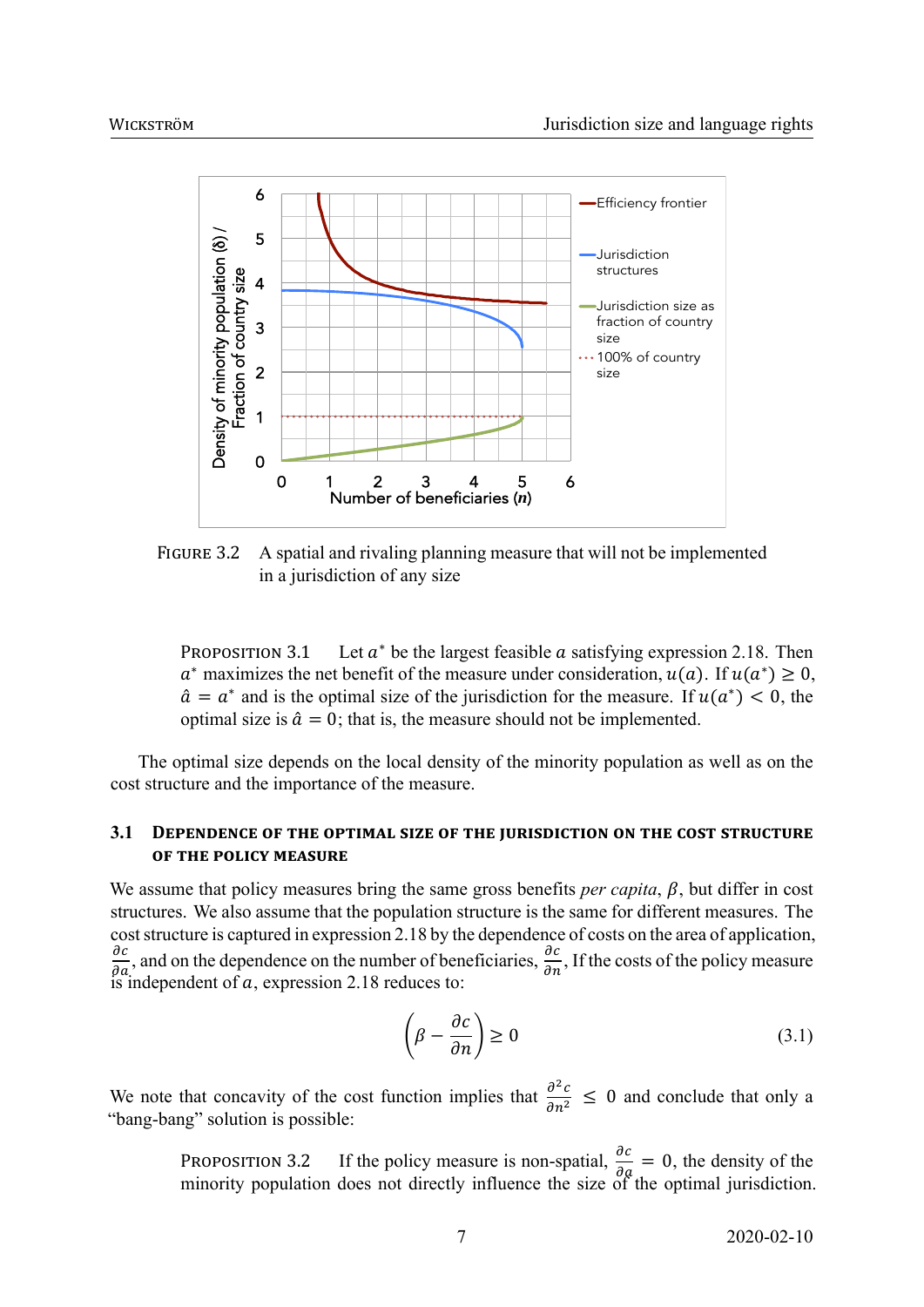FIGURE 3.2 A spatial and rivaling planning measure that will not be implemented in a jurisdiction of any size

PROPOSITION 3.1 Let $a^*$ be the largest feasible $a$ satisfying expression 2.18. Then $a^*$ maximizes the net benefit of the measure under consideration, $u(a)$. If $u(a^*) \geq 0$, $\hat{a} = a^*$ and is the optimal size of the jurisdiction for the measure. If $u(a^*) < 0$, the optimal size is $\hat{a} = 0$; that is, the measure should not be implemented.

The optimal size depends on the local density of the minority population as well as on the cost structure and the importance of the measure.

### 3.1 Dependence of the optimal size of the jurisdiction on the cost structure of the policy measure

We assume that policy measures bring the same gross benefits *per capita*, $\beta$, but differ in cost structures. We also assume that the population structure is the same for different measures. The cost structure is captured in expression 2.18 by the dependence of costs on the area of application, $\frac{\partial c}{\partial a}$, and on the dependence on the number of beneficiaries, $\frac{\partial c}{\partial n}$. If the costs of the policy measure is independent of $a$, expression 2.18 reduces to:

$$\left(\beta - \frac{\partial c}{\partial n}\right) \geq 0 \tag{3.1}$$

We note that concavity of the cost function implies that $\frac{\partial^2 c}{\partial n^2} \leq 0$ and conclude that only a "bang-bang" solution is possible:

PROPOSITION 3.2 If the policy measure is non-spatial, $\frac{\partial c}{\partial a} = 0$, the density of the minority population does not directly influence the size of the optimal jurisdiction.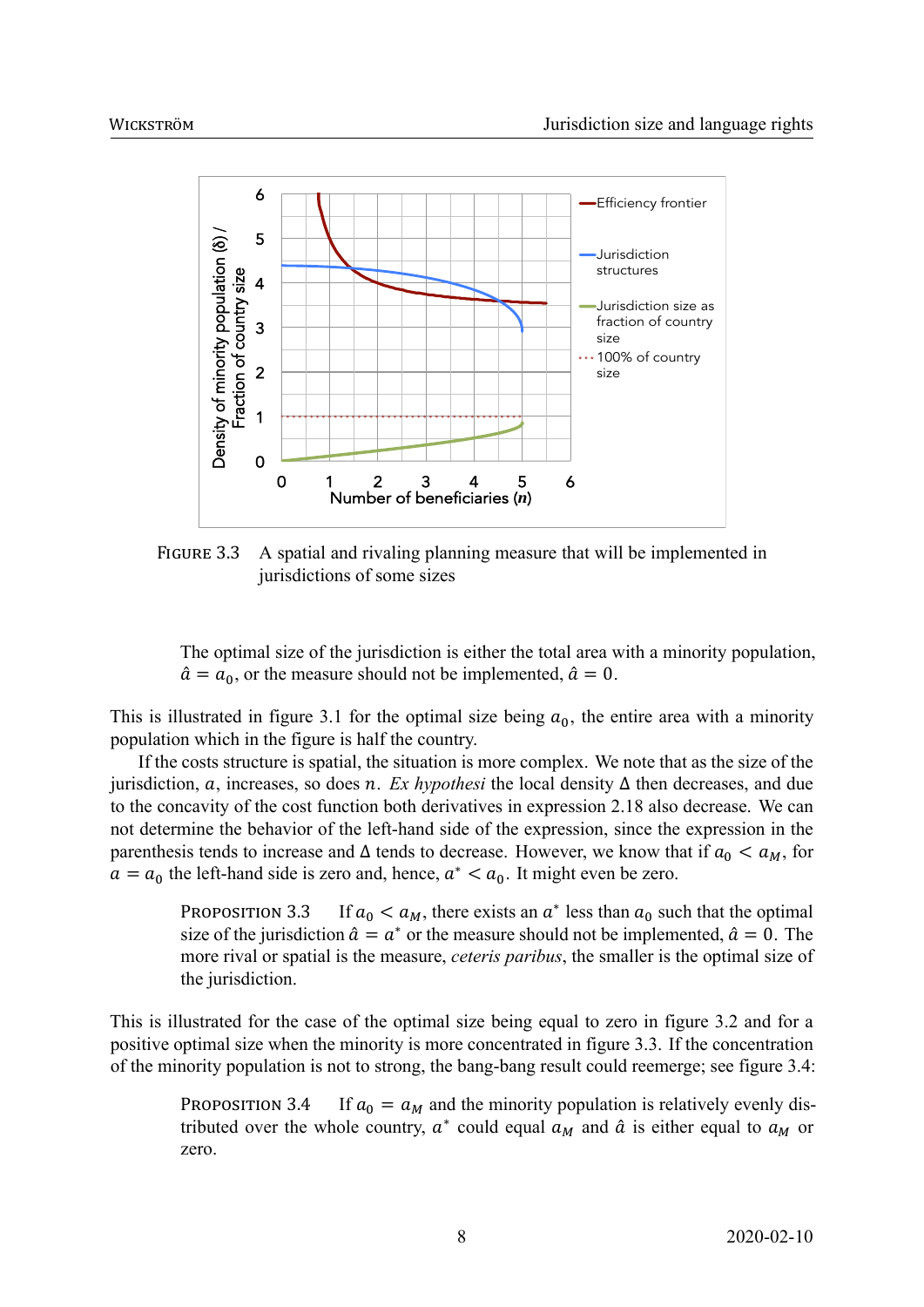FIGURE 3.3 A spatial and rivaling planning measure that will be implemented in jurisdictions of some sizes

> The optimal size of the jurisdiction is either the total area with a minority population, $\hat{a} = a_0$, or the measure should not be implemented, $\hat{a} = 0$.

This is illustrated in figure 3.1 for the optimal size being $a_0$, the entire area with a minority population which in the figure is half the country.

If the costs structure is spatial, the situation is more complex. We note that as the size of the jurisdiction, $a$, increases, so does $n$. *Ex hypothesi* the local density $\Delta$ then decreases, and due to the concavity of the cost function both derivatives in expression 2.18 also decrease. We can not determine the behavior of the left-hand side of the expression, since the expression in the parenthesis tends to increase and $\Delta$ tends to decrease. However, we know that if $a_0 < a_M$, for $a = a_0$ the left-hand side is zero and, hence, $a^* < a_0$. It might even be zero.

> PROPOSITION 3.3 If $a_0 < a_M$, there exists an $a^*$ less than $a_0$ such that the optimal size of the jurisdiction $\hat{a} = a^*$ or the measure should not be implemented, $\hat{a} = 0$. The more rival or spatial is the measure, *ceteris paribus*, the smaller is the optimal size of the jurisdiction.

This is illustrated for the case of the optimal size being equal to zero in figure 3.2 and for a positive optimal size when the minority is more concentrated in figure 3.3. If the concentration of the minority population is not to strong, the bang-bang result could reemerge; see figure 3.4:

> PROPOSITION 3.4 If $a_0 = a_M$ and the minority population is relatively evenly distributed over the whole country, $a^*$ could equal $a_M$ and $\hat{a}$ is either equal to $a_M$ or zero.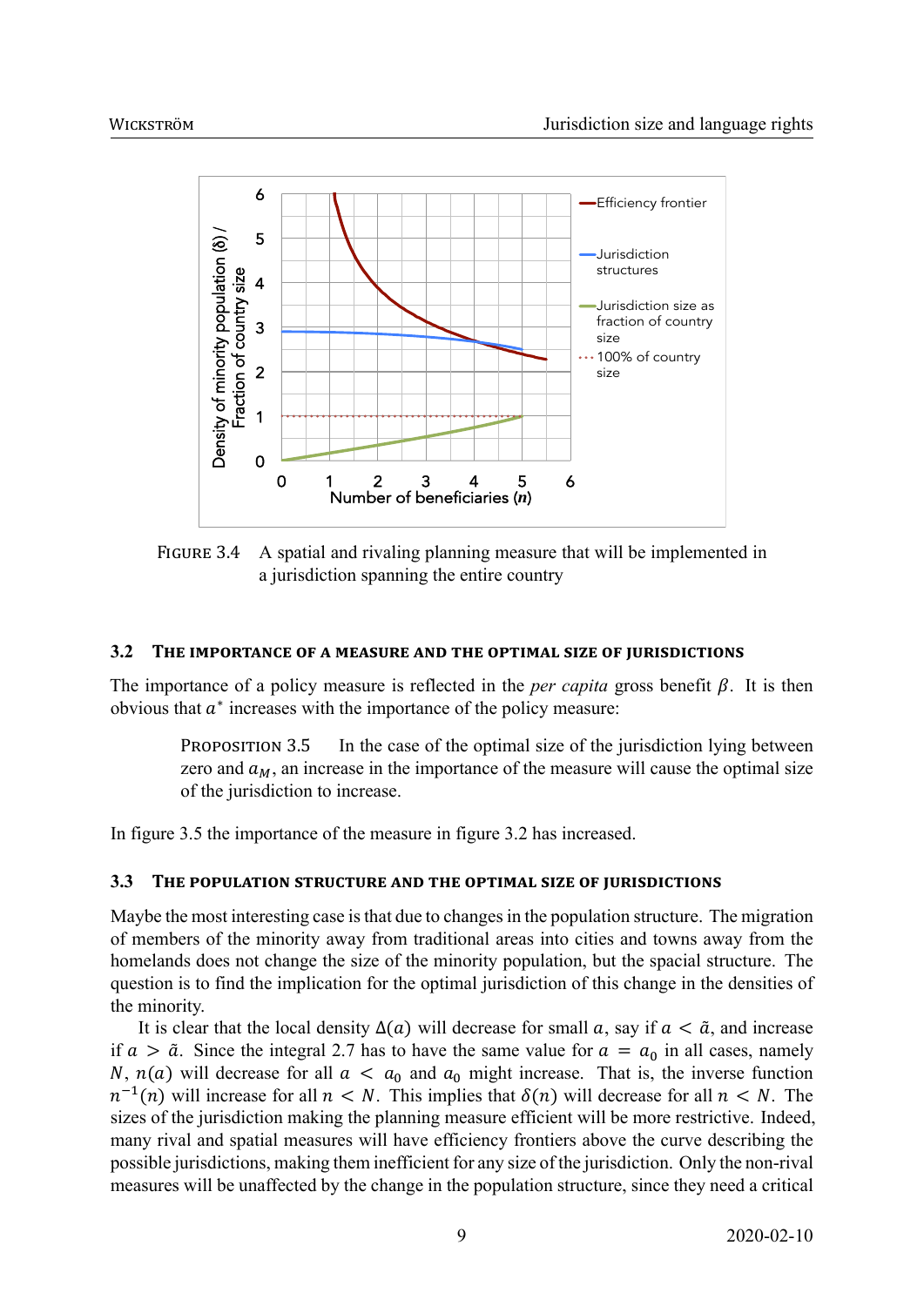FIGURE 3.4 A spatial and rivaling planning measure that will be implemented in a jurisdiction spanning the entire country

### 3.2 THE IMPORTANCE OF A MEASURE AND THE OPTIMAL SIZE OF JURISDICTIONS

The importance of a policy measure is reflected in the *per capita* gross benefit $\beta$. It is then obvious that $a^*$ increases with the importance of the policy measure:

> PROPOSITION 3.5 In the case of the optimal size of the jurisdiction lying between zero and $a_M$, an increase in the importance of the measure will cause the optimal size of the jurisdiction to increase.

In figure 3.5 the importance of the measure in figure 3.2 has increased.

### 3.3 THE POPULATION STRUCTURE AND THE OPTIMAL SIZE OF JURISDICTIONS

Maybe the most interesting case is that due to changes in the population structure. The migration of members of the minority away from traditional areas into cities and towns away from the homelands does not change the size of the minority population, but the spacial structure. The question is to find the implication for the optimal jurisdiction of this change in the densities of the minority.

It is clear that the local density $\Delta(a)$ will decrease for small $a$, say if $a < \tilde{a}$, and increase if $a > \tilde{a}$. Since the integral 2.7 has to have the same value for $a = a_0$ in all cases, namely $N$, $n(a)$ will decrease for all $a < a_0$ and $a_0$ might increase. That is, the inverse function $n^{-1}(n)$ will increase for all $n < N$. This implies that $\delta(n)$ will decrease for all $n < N$. The sizes of the jurisdiction making the planning measure efficient will be more restrictive. Indeed, many rival and spatial measures will have efficiency frontiers above the curve describing the possible jurisdictions, making them inefficient for any size of the jurisdiction. Only the non-rival measures will be unaffected by the change in the population structure, since they need a critical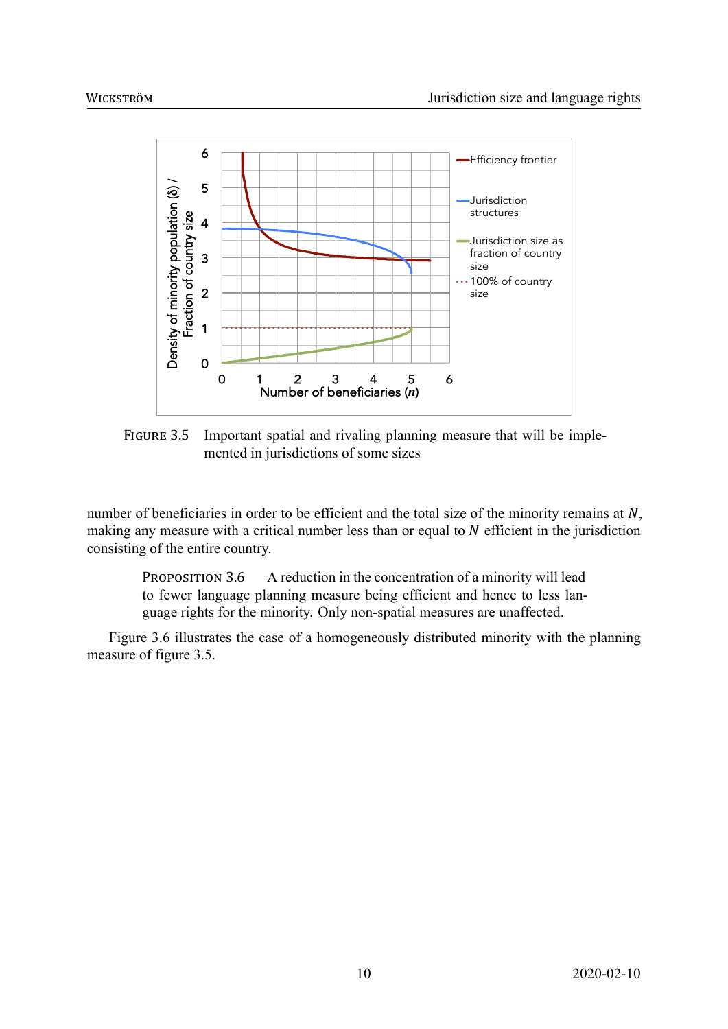FIGURE 3.5 Important spatial and rivaling planning measure that will be implemented in jurisdictions of some sizes

number of beneficiaries in order to be efficient and the total size of the minority remains at $N$, making any measure with a critical number less than or equal to $N$ efficient in the jurisdiction consisting of the entire country.

> PROPOSITION 3.6 A reduction in the concentration of a minority will lead to fewer language planning measure being efficient and hence to less language rights for the minority. Only non-spatial measures are unaffected.

Figure 3.6 illustrates the case of a homogeneously distributed minority with the planning measure of figure 3.5.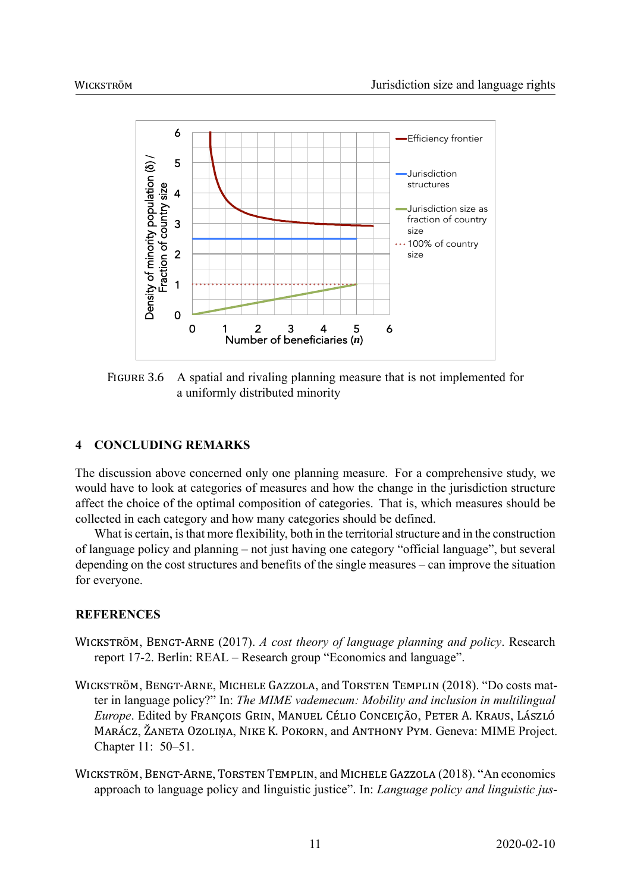FIGURE 3.6 A spatial and rivaling planning measure that is not implemented for a uniformly distributed minority

## 4 CONCLUDING REMARKS

The discussion above concerned only one planning measure. For a comprehensive study, we would have to look at categories of measures and how the change in the jurisdiction structure affect the choice of the optimal composition of categories. That is, which measures should be collected in each category and how many categories should be defined.

What is certain, is that more flexibility, both in the territorial structure and in the construction of language policy and planning – not just having one category "official language", but several depending on the cost structures and benefits of the single measures – can improve the situation for everyone.

## REFERENCES

WICKSTRÖM, BENGT-ARNE (2017). *A cost theory of language planning and policy*. Research report 17-2. Berlin: REAL – Research group "Economics and language".

WICKSTRÖM, BENGT-ARNE, MICHELE GAZZOLA, and TORSTEN TEMPLIN (2018). "Do costs matter in language policy?" In: *The MIME vademecum: Mobility and inclusion in multilingual Europe*. Edited by FRANÇOIS GRIN, MANUEL CÉLIO CONCEIÇÃO, PETER A. KRAUS, LÁSZLÓ MARÁCZ, ŽANETA OZOLIŅA, NIKE K. POKORN, and ANTHONY PYM. Geneva: MIME Project. Chapter 11: 50–51.

WICKSTRÖM, BENGT-ARNE, TORSTEN TEMPLIN, and MICHELE GAZZOLA (2018). "An economics approach to language policy and linguistic justice". In: *Language policy and linguistic jus-*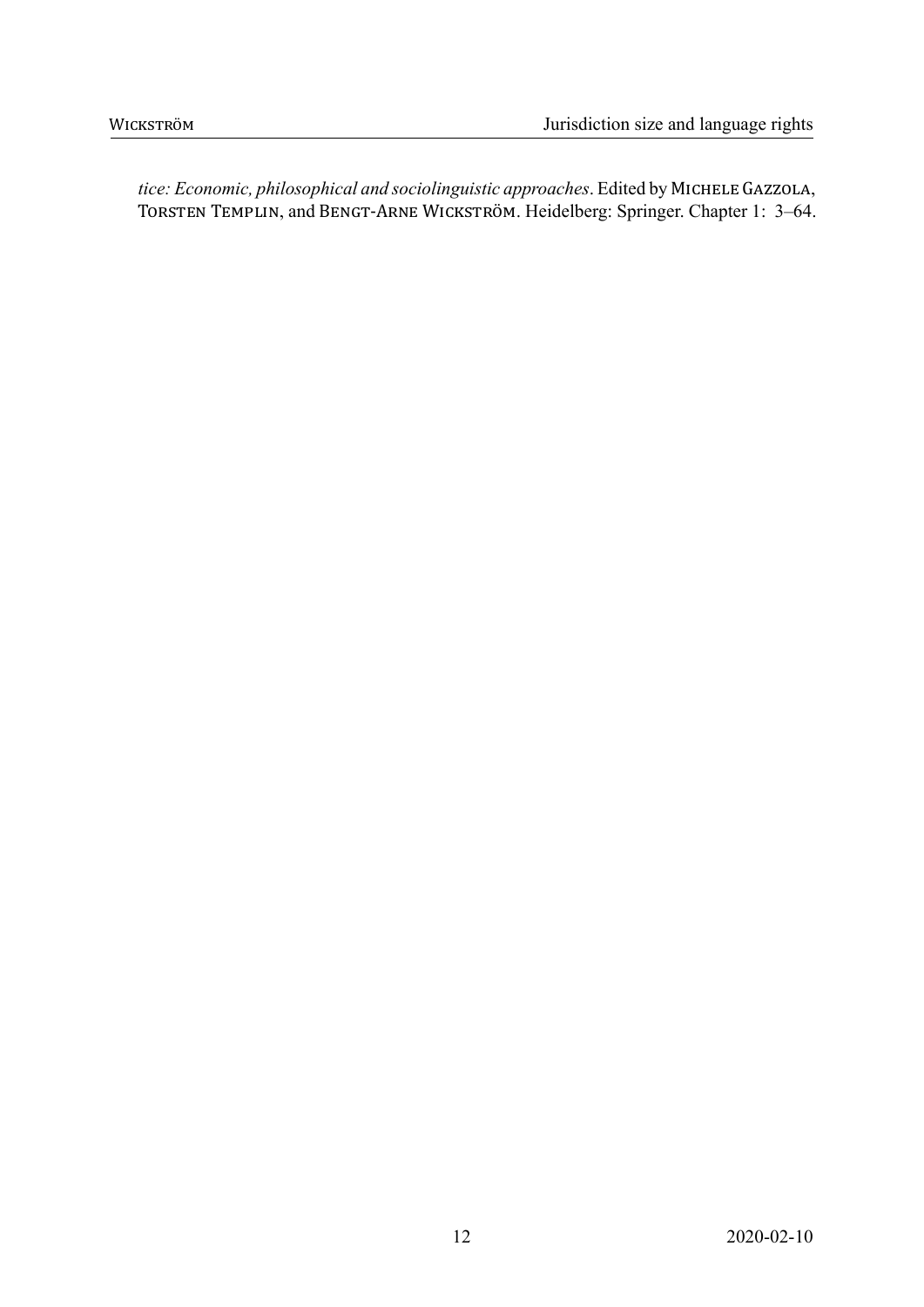*tice: Economic, philosophical and sociolinguistic approaches*. Edited by Michele Gazzola, Torsten Templin, and Bengt-Arne Wickström. Heidelberg: Springer. Chapter 1: 3–64.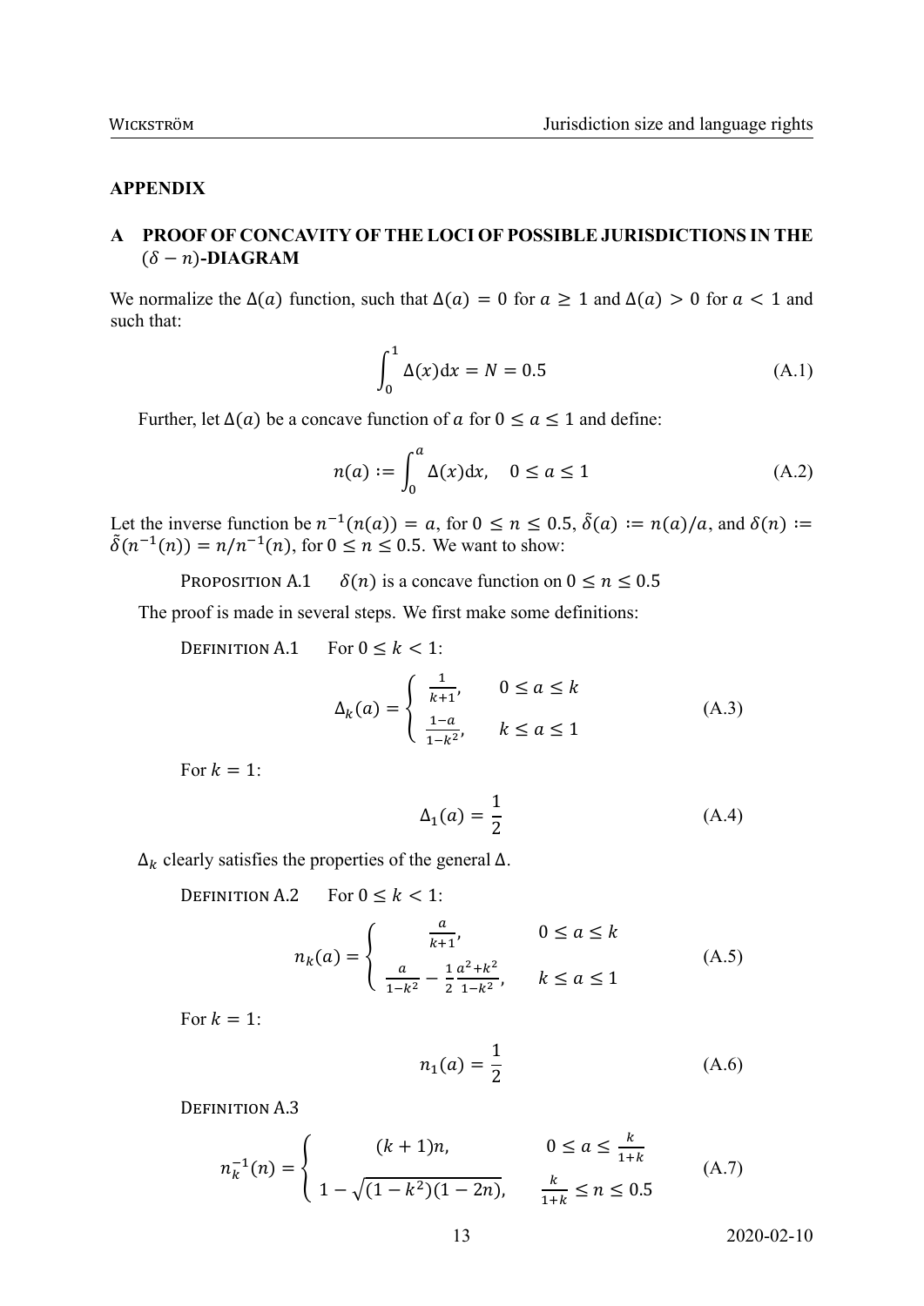## APPENDIX

## A PROOF OF CONCAVITY OF THE LOCI OF POSSIBLE JURISDICTIONS IN THE $(\delta - n)$-DIAGRAM

We normalize the $\Delta(a)$ function, such that $\Delta(a) = 0$ for $a \geq 1$ and $\Delta(a) > 0$ for $a < 1$ and such that:

$$\int_0^1 \Delta(x)\mathrm{d}x = N = 0.5 \tag{A.1}$$

Further, let $\Delta(a)$ be a concave function of $a$ for $0 \leq a \leq 1$ and define:

$$n(a) := \int_0^a \Delta(x)\mathrm{d}x, \quad 0 \leq a \leq 1 \tag{A.2}$$

Let the inverse function be $n^{-1}(n(a)) = a$, for $0 \leq n \leq 0.5$, $\tilde{\delta}(a) := n(a)/a$, and $\delta(n) := \tilde{\delta}(n^{-1}(n)) = n/n^{-1}(n)$, for $0 \leq n \leq 0.5$. We want to show:

PROPOSITION A.1 $\quad \delta(n)$ is a concave function on $0 \leq n \leq 0.5$

The proof is made in several steps. We first make some definitions:

DEFINITION A.1 $\quad$ For $0 \leq k < 1$:

$$\Delta_k(a) = \begin{cases} \frac{1}{k+1}, & 0 \leq a \leq k \\ \frac{1-a}{1-k^2}, & k \leq a \leq 1 \end{cases} \tag{A.3}$$

For $k = 1$:

$$\Delta_1(a) = \frac{1}{2} \tag{A.4}$$

$\Delta_k$ clearly satisfies the properties of the general $\Delta$.

DEFINITION A.2 $\quad$ For $0 \leq k < 1$:

$$n_k(a) = \begin{cases} \frac{a}{k+1}, & 0 \leq a \leq k \\ \frac{a}{1-k^2} - \frac{1}{2}\frac{a^2+k^2}{1-k^2}, & k \leq a \leq 1 \end{cases} \tag{A.5}$$

For $k = 1$:

$$n_1(a) = \frac{1}{2} \tag{A.6}$$

DEFINITION A.3

$$n_k^{-1}(n) = \begin{cases} (k+1)n, & 0 \leq a \leq \frac{k}{1+k} \\ 1 - \sqrt{(1-k^2)(1-2n)}, & \frac{k}{1+k} \leq n \leq 0.5 \end{cases} \tag{A.7}$$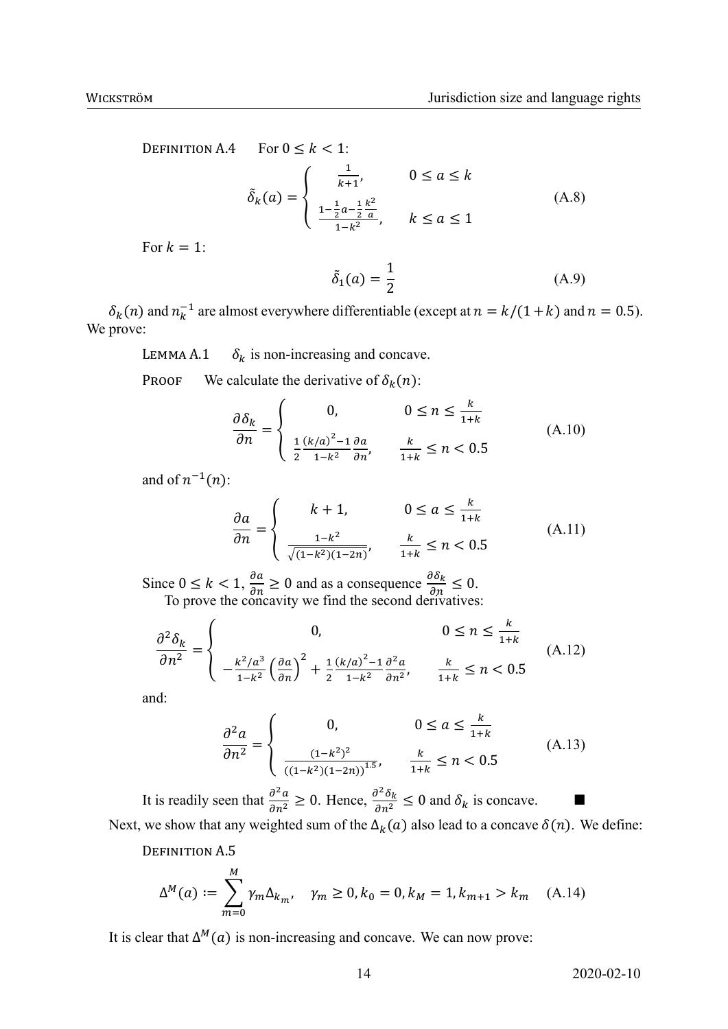DEFINITION A.4 For $0 \leq k < 1$:

$$
\tilde{\delta}_k(a) = \begin{cases} \frac{1}{k+1}, & 0 \leq a \leq k \\ \frac{1-\frac{1}{2}a-\frac{1}{2}\frac{k^2}{a}}{1-k^2}, & k \leq a \leq 1 \end{cases} \tag{A.8}
$$

For $k = 1$:

$$
\tilde{\delta}_1(a) = \frac{1}{2} \tag{A.9}
$$

$\delta_k(n)$ and $n_k^{-1}$ are almost everywhere differentiable (except at $n = k/(1+k)$ and $n = 0.5$). We prove:

LEMMA A.1 $\delta_k$ is non-increasing and concave.

PROOF We calculate the derivative of $\delta_k(n)$:

$$
\frac{\partial \delta_k}{\partial n} = \begin{cases} 0, & 0 \leq n \leq \frac{k}{1+k} \\ \frac{1}{2}\frac{(k/a)^2-1}{1-k^2}\frac{\partial a}{\partial n}, & \frac{k}{1+k} \leq n < 0.5 \end{cases} \tag{A.10}
$$

and of $n^{-1}(n)$:

$$
\frac{\partial a}{\partial n} = \begin{cases} k+1, & 0 \leq a \leq \frac{k}{1+k} \\ \frac{1-k^2}{\sqrt{(1-k^2)(1-2n)}}, & \frac{k}{1+k} \leq n < 0.5 \end{cases} \tag{A.11}
$$

Since $0 \leq k < 1$, $\frac{\partial a}{\partial n} \geq 0$ and as a consequence $\frac{\partial \delta_k}{\partial n} \leq 0$.
To prove the concavity we find the second derivatives:

$$
\frac{\partial^2 \delta_k}{\partial n^2} = \begin{cases} 0, & 0 \leq n \leq \frac{k}{1+k} \\ -\frac{k^2/a^3}{1-k^2}\left(\frac{\partial a}{\partial n}\right)^2 + \frac{1}{2}\frac{(k/a)^2-1}{1-k^2}\frac{\partial^2 a}{\partial n^2}, & \frac{k}{1+k} \leq n < 0.5 \end{cases} \tag{A.12}
$$

and:

$$
\frac{\partial^2 a}{\partial n^2} = \begin{cases} 0, & 0 \leq a \leq \frac{k}{1+k} \\ \frac{(1-k^2)^2}{((1-k^2)(1-2n))^{1.5}}, & \frac{k}{1+k} \leq n < 0.5 \end{cases} \tag{A.13}
$$

It is readily seen that $\frac{\partial^2 a}{\partial n^2} \geq 0$. Hence, $\frac{\partial^2 \delta_k}{\partial n^2} \leq 0$ and $\delta_k$ is concave. ■

Next, we show that any weighted sum of the $\Delta_k(a)$ also lead to a concave $\delta(n)$. We define:

DEFINITION A.5

$$
\Delta^M(a) := \sum_{m=0}^{M} \gamma_m \Delta_{k_m}, \quad \gamma_m \geq 0, k_0 = 0, k_M = 1, k_{m+1} > k_m \tag{A.14}
$$

It is clear that $\Delta^M(a)$ is non-increasing and concave. We can now prove: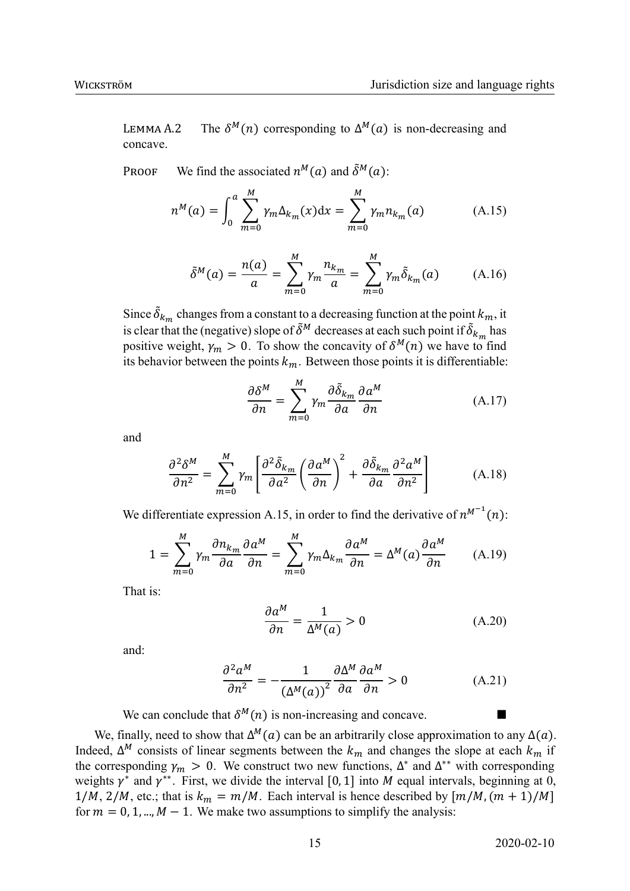LEMMA A.2  The $\delta^M(n)$ corresponding to $\Delta^M(a)$ is non-decreasing and concave.

PROOF  We find the associated $n^M(a)$ and $\tilde{\delta}^M(a)$:

$$n^M(a) = \int_0^a \sum_{m=0}^{M} \gamma_m \Delta_{k_m}(x)\mathrm{d}x = \sum_{m=0}^{M} \gamma_m n_{k_m}(a) \tag{A.15}$$

$$\tilde{\delta}^M(a) = \frac{n(a)}{a} = \sum_{m=0}^{M} \gamma_m \frac{n_{k_m}}{a} = \sum_{m=0}^{M} \gamma_m \tilde{\delta}_{k_m}(a) \tag{A.16}$$

Since $\tilde{\delta}_{k_m}$ changes from a constant to a decreasing function at the point $k_m$, it is clear that the (negative) slope of $\tilde{\delta}^M$ decreases at each such point if $\tilde{\delta}_{k_m}$ has positive weight, $\gamma_m > 0$. To show the concavity of $\delta^M(n)$ we have to find its behavior between the points $k_m$. Between those points it is differentiable:

$$\frac{\partial \delta^M}{\partial n} = \sum_{m=0}^{M} \gamma_m \frac{\partial \tilde{\delta}_{k_m}}{\partial a} \frac{\partial a^M}{\partial n} \tag{A.17}$$

and

$$\frac{\partial^2 \delta^M}{\partial n^2} = \sum_{m=0}^{M} \gamma_m \left[ \frac{\partial^2 \tilde{\delta}_{k_m}}{\partial a^2} \left( \frac{\partial a^M}{\partial n} \right)^2 + \frac{\partial \tilde{\delta}_{k_m}}{\partial a} \frac{\partial^2 a^M}{\partial n^2} \right] \tag{A.18}$$

We differentiate expression A.15, in order to find the derivative of $n^{M^{-1}}(n)$:

$$1 = \sum_{m=0}^{M} \gamma_m \frac{\partial n_{k_m}}{\partial a} \frac{\partial a^M}{\partial n} = \sum_{m=0}^{M} \gamma_m \Delta_{k_m} \frac{\partial a^M}{\partial n} = \Delta^M(a) \frac{\partial a^M}{\partial n} \tag{A.19}$$

That is:

$$\frac{\partial a^M}{\partial n} = \frac{1}{\Delta^M(a)} > 0 \tag{A.20}$$

and:

$$\frac{\partial^2 a^M}{\partial n^2} = -\frac{1}{\left(\Delta^M(a)\right)^2} \frac{\partial \Delta^M}{\partial a} \frac{\partial a^M}{\partial n} > 0 \tag{A.21}$$

We can conclude that $\delta^M(n)$ is non-increasing and concave. ■

We, finally, need to show that $\Delta^M(a)$ can be an arbitrarily close approximation to any $\Delta(a)$. Indeed, $\Delta^M$ consists of linear segments between the $k_m$ and changes the slope at each $k_m$ if the corresponding $\gamma_m > 0$. We construct two new functions, $\Delta^*$ and $\Delta^{**}$ with corresponding weights $\gamma^*$ and $\gamma^{**}$. First, we divide the interval $[0, 1]$ into $M$ equal intervals, beginning at 0, $1/M$, $2/M$, etc.; that is $k_m = m/M$. Each interval is hence described by $[m/M, (m+1)/M]$ for $m = 0, 1, ..., M-1$. We make two assumptions to simplify the analysis: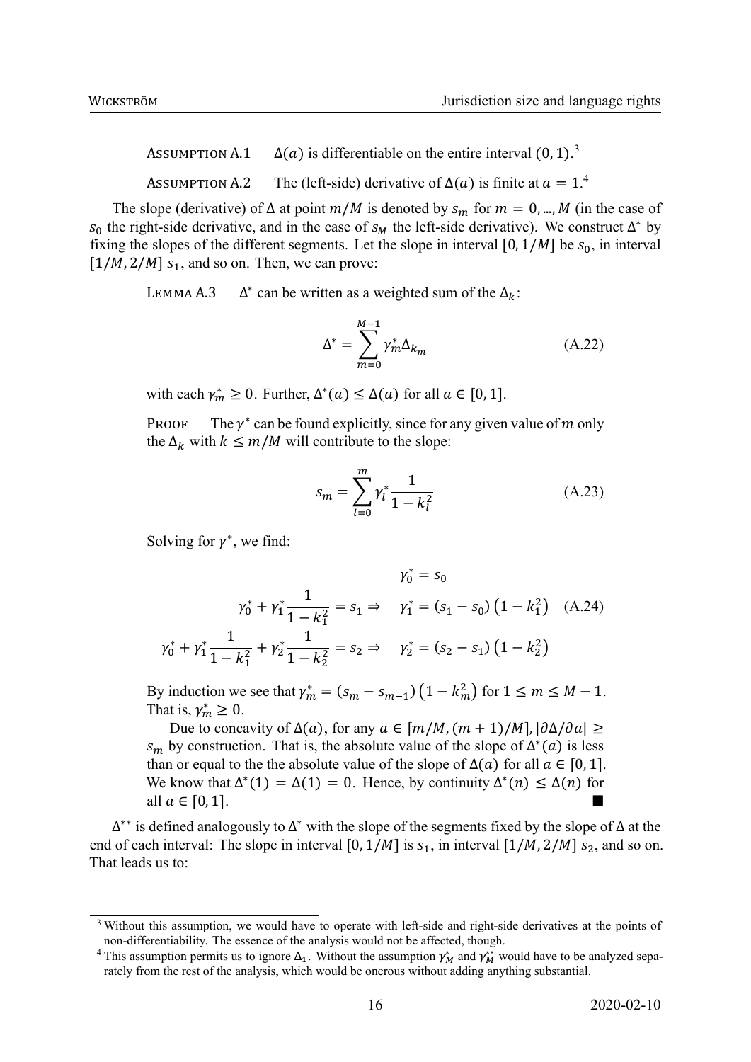Assumption A.1 $\quad \Delta(a)$ is differentiable on the entire interval $(0,1)$.[3]

Assumption A.2 $\quad$ The (left-side) derivative of $\Delta(a)$ is finite at $a = 1$.[4]

The slope (derivative) of $\Delta$ at point $m/M$ is denoted by $s_m$ for $m = 0, \ldots, M$ (in the case of $s_0$ the right-side derivative, and in the case of $s_M$ the left-side derivative). We construct $\Delta^*$ by fixing the slopes of the different segments. Let the slope in interval $[0, 1/M]$ be $s_0$, in interval $[1/M, 2/M]$ $s_1$, and so on. Then, we can prove:

Lemma A.3 $\quad \Delta^*$ can be written as a weighted sum of the $\Delta_k$:

$$\Delta^* = \sum_{m=0}^{M-1} \gamma_m^* \Delta_{k_m} \tag{A.22}$$

with each $\gamma_m^* \geq 0$. Further, $\Delta^*(a) \leq \Delta(a)$ for all $a \in [0,1]$.

Proof $\quad$ The $\gamma^*$ can be found explicitly, since for any given value of $m$ only the $\Delta_k$ with $k \leq m/M$ will contribute to the slope:

$$s_m = \sum_{l=0}^{m} \gamma_l^* \frac{1}{1 - k_l^2} \tag{A.23}$$

Solving for $\gamma^*$, we find:

$$\begin{aligned}
\gamma_0^* &= s_0 \\
\gamma_0^* + \gamma_1^* \frac{1}{1-k_1^2} = s_1 \Rightarrow \quad \gamma_1^* &= (s_1 - s_0)\left(1 - k_1^2\right) \\
\gamma_0^* + \gamma_1^* \frac{1}{1-k_1^2} + \gamma_2^* \frac{1}{1-k_2^2} = s_2 \Rightarrow \quad \gamma_2^* &= (s_2 - s_1)\left(1 - k_2^2\right)
\end{aligned} \tag{A.24}$$

By induction we see that $\gamma_m^* = (s_m - s_{m-1})\left(1 - k_m^2\right)$ for $1 \leq m \leq M - 1$. That is, $\gamma_m^* \geq 0$.

Due to concavity of $\Delta(a)$, for any $a \in [m/M, (m+1)/M]$, $|\partial\Delta/\partial a| \geq s_m$ by construction. That is, the absolute value of the slope of $\Delta^*(a)$ is less than or equal to the the absolute value of the slope of $\Delta(a)$ for all $a \in [0,1]$. We know that $\Delta^*(1) = \Delta(1) = 0$. Hence, by continuity $\Delta^*(n) \leq \Delta(n)$ for all $a \in [0,1]$. ■

$\Delta^{**}$ is defined analogously to $\Delta^*$ with the slope of the segments fixed by the slope of $\Delta$ at the end of each interval: The slope in interval $[0, 1/M]$ is $s_1$, in interval $[1/M, 2/M]$ $s_2$, and so on. That leads us to:

---

[3] Without this assumption, we would have to operate with left-side and right-side derivatives at the points of non-differentiability. The essence of the analysis would not be affected, though.

[4] This assumption permits us to ignore $\Delta_1$. Without the assumption $\gamma_M^*$ and $\gamma_M^{**}$ would have to be analyzed separately from the rest of the analysis, which would be onerous without adding anything substantial.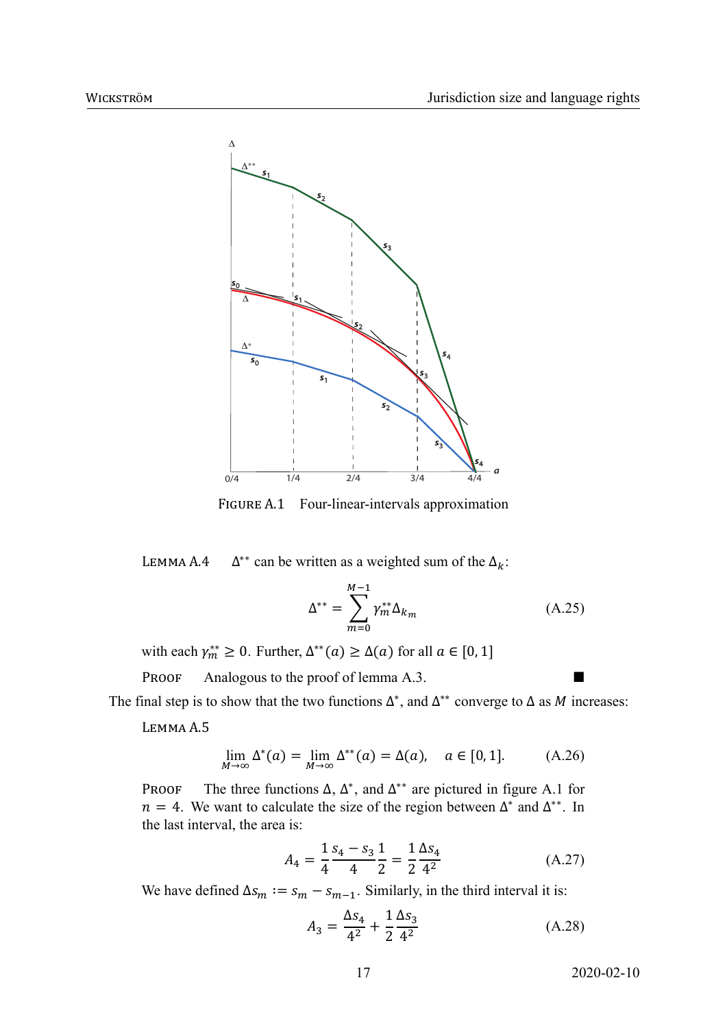FIGURE A.1 Four-linear-intervals approximation

LEMMA A.4 $\Delta^{**}$ can be written as a weighted sum of the $\Delta_k$:

$$\Delta^{**} = \sum_{m=0}^{M-1} \gamma_m^{**} \Delta_{k_m} \tag{A.25}$$

with each $\gamma_m^{**} \geq 0$. Further, $\Delta^{**}(a) \geq \Delta(a)$ for all $a \in [0,1]$

PROOF Analogous to the proof of lemma A.3. ■

The final step is to show that the two functions $\Delta^*$, and $\Delta^{**}$ converge to $\Delta$ as $M$ increases:

LEMMA A.5

$$\lim_{M\to\infty} \Delta^*(a) = \lim_{M\to\infty} \Delta^{**}(a) = \Delta(a), \quad a \in [0,1]. \tag{A.26}$$

PROOF The three functions $\Delta$, $\Delta^*$, and $\Delta^{**}$ are pictured in figure A.1 for $n = 4$. We want to calculate the size of the region between $\Delta^*$ and $\Delta^{**}$. In the last interval, the area is:

$$A_4 = \frac{1}{4}\frac{s_4 - s_3}{4}\frac{1}{2} = \frac{1}{2}\frac{\Delta s_4}{4^2} \tag{A.27}$$

We have defined $\Delta s_m := s_m - s_{m-1}$. Similarly, in the third interval it is:

$$A_3 = \frac{\Delta s_4}{4^2} + \frac{1}{2}\frac{\Delta s_3}{4^2} \tag{A.28}$$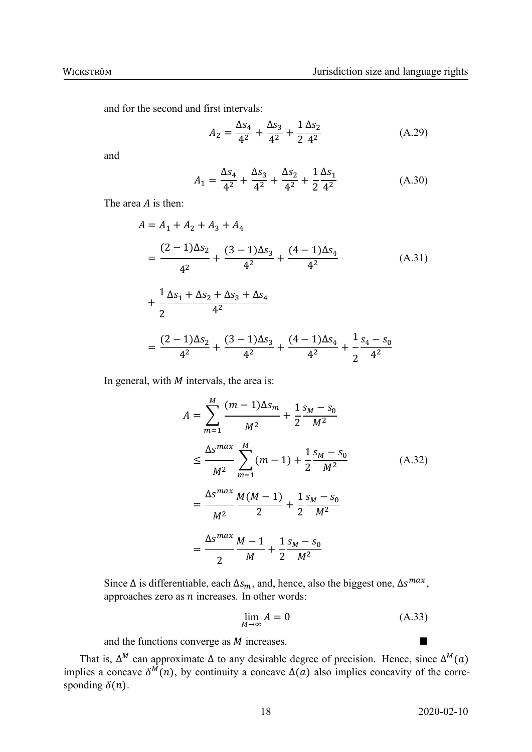and for the second and first intervals:

$$A_2 = \frac{\Delta s_4}{4^2} + \frac{\Delta s_3}{4^2} + \frac{1}{2}\frac{\Delta s_2}{4^2} \tag{A.29}$$

and

$$A_1 = \frac{\Delta s_4}{4^2} + \frac{\Delta s_3}{4^2} + \frac{\Delta s_2}{4^2} + \frac{1}{2}\frac{\Delta s_1}{4^2} \tag{A.30}$$

The area $A$ is then:

$$\begin{aligned}
A &= A_1 + A_2 + A_3 + A_4 \\
&= \frac{(2-1)\Delta s_2}{4^2} + \frac{(3-1)\Delta s_3}{4^2} + \frac{(4-1)\Delta s_4}{4^2} \\
&+ \frac{1}{2}\frac{\Delta s_1 + \Delta s_2 + \Delta s_3 + \Delta s_4}{4^2} \\
&= \frac{(2-1)\Delta s_2}{4^2} + \frac{(3-1)\Delta s_3}{4^2} + \frac{(4-1)\Delta s_4}{4^2} + \frac{1}{2}\frac{s_4 - s_0}{4^2}
\end{aligned} \tag{A.31}$$

In general, with $M$ intervals, the area is:

$$\begin{aligned}
A &= \sum_{m=1}^{M} \frac{(m-1)\Delta s_m}{M^2} + \frac{1}{2}\frac{s_M - s_0}{M^2} \\
&\leq \frac{\Delta s^{max}}{M^2} \sum_{m=1}^{M} (m-1) + \frac{1}{2}\frac{s_M - s_0}{M^2} \\
&= \frac{\Delta s^{max}}{M^2} \frac{M(M-1)}{2} + \frac{1}{2}\frac{s_M - s_0}{M^2} \\
&= \frac{\Delta s^{max}}{2} \frac{M-1}{M} + \frac{1}{2}\frac{s_M - s_0}{M^2}
\end{aligned} \tag{A.32}$$

Since $\Delta$ is differentiable, each $\Delta s_m$, and, hence, also the biggest one, $\Delta s^{max}$, approaches zero as $n$ increases. In other words:

$$\lim_{M \to \infty} A = 0 \tag{A.33}$$

and the functions converge as $M$ increases. ■

That is, $\Delta^M$ can approximate $\Delta$ to any desirable degree of precision. Hence, since $\Delta^M(a)$ implies a concave $\delta^M(n)$, by continuity a concave $\Delta(a)$ also implies concavity of the corresponding $\delta(n)$.